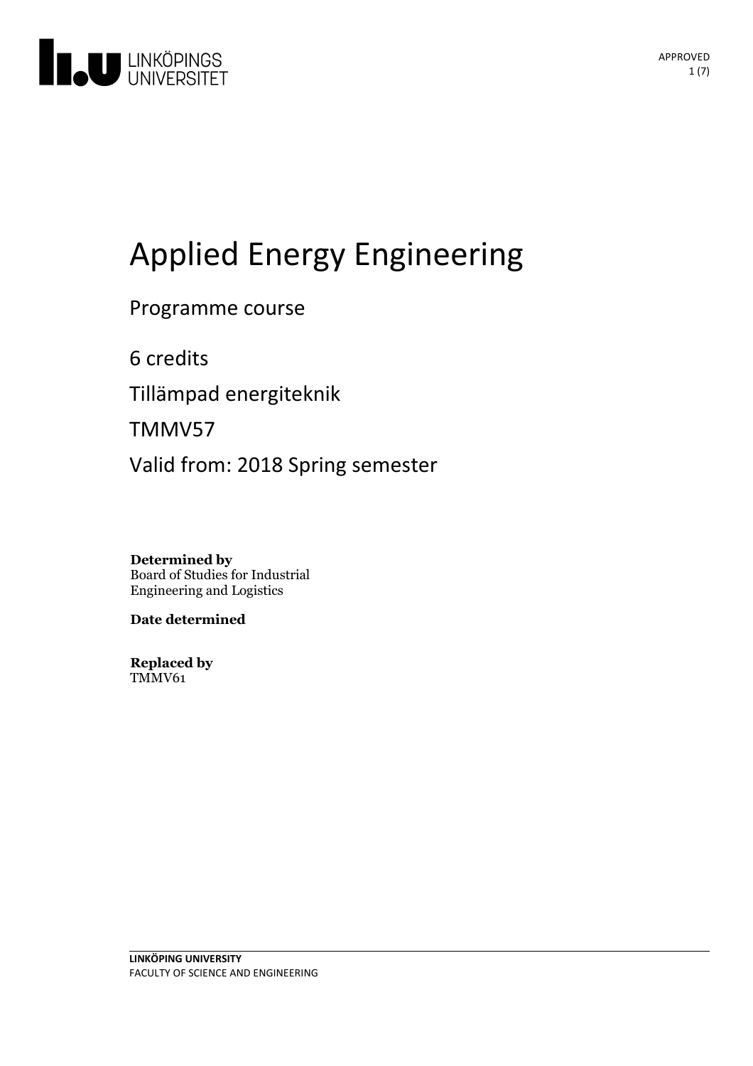# Applied Energy Engineering

Programme course

6 credits

Tillämpad energiteknik

TMMV57

Valid from: 2018 Spring semester

**Determined by**
Board of Studies for Industrial Engineering and Logistics

**Date determined**

**Replaced by**
TMMV61

**LINKÖPING UNIVERSITY**
FACULTY OF SCIENCE AND ENGINEERING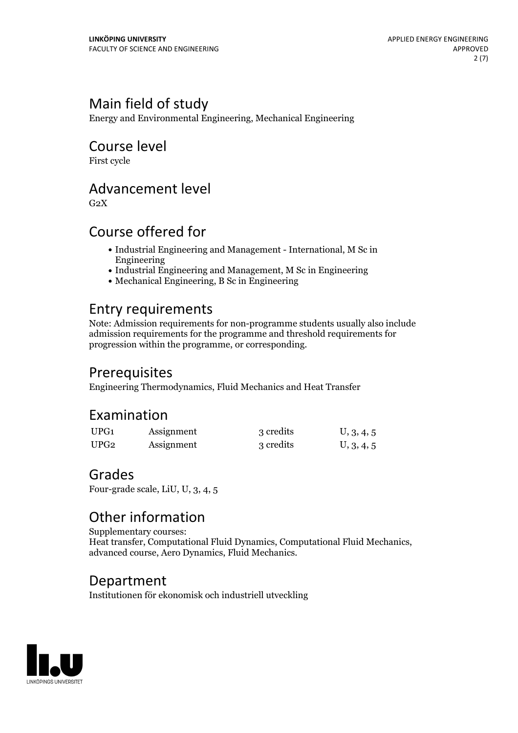## Main field of study

Energy and Environmental Engineering, Mechanical Engineering

## Course level

First cycle

## Advancement level

G2X

## Course offered for

- Industrial Engineering and Management - International, M Sc in Engineering
- Industrial Engineering and Management, M Sc in Engineering
- Mechanical Engineering, B Sc in Engineering

## Entry requirements

Note: Admission requirements for non-programme students usually also include admission requirements for the programme and threshold requirements for progression within the programme, or corresponding.

## Prerequisites

Engineering Thermodynamics, Fluid Mechanics and Heat Transfer

## Examination

| | | | |
|---|---|---|---|
| UPG1 | Assignment | 3 credits | U, 3, 4, 5 |
| UPG2 | Assignment | 3 credits | U, 3, 4, 5 |

## Grades

Four-grade scale, LiU, U, 3, 4, 5

## Other information

Supplementary courses:
Heat transfer, Computational Fluid Dynamics, Computational Fluid Mechanics, advanced course, Aero Dynamics, Fluid Mechanics.

## Department

Institutionen för ekonomisk och industriell utveckling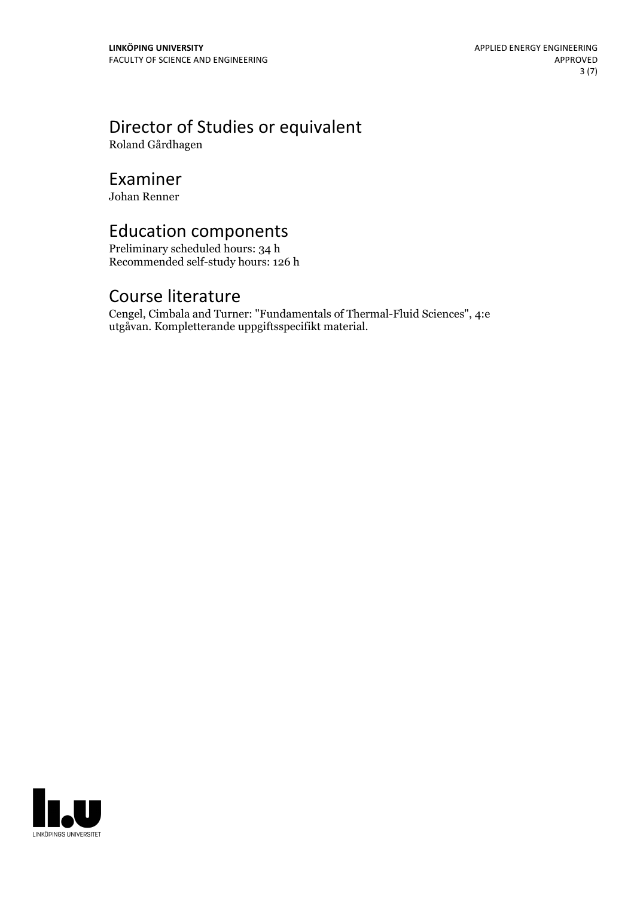## Director of Studies or equivalent

Roland Gårdhagen

## Examiner

Johan Renner

## Education components

Preliminary scheduled hours: 34 h
Recommended self-study hours: 126 h

## Course literature

Cengel, Cimbala and Turner: "Fundamentals of Thermal-Fluid Sciences", 4:e utgåvan. Kompletterande uppgiftsspecifikt material.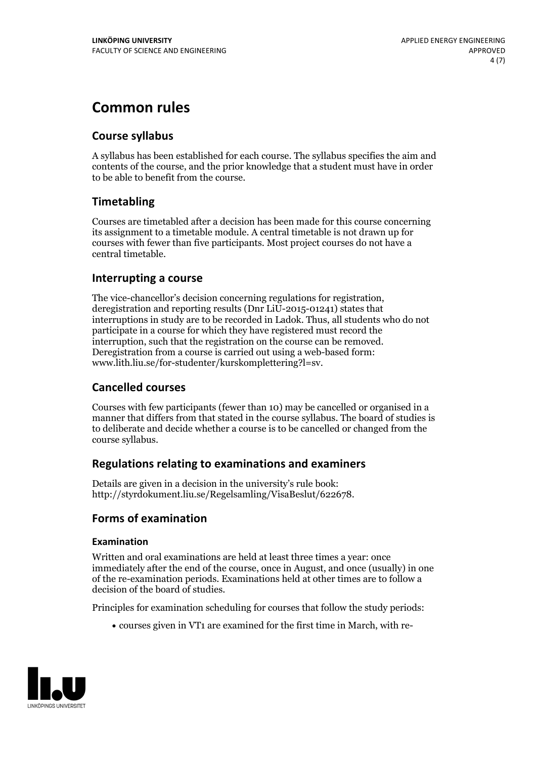# Common rules

## Course syllabus

A syllabus has been established for each course. The syllabus specifies the aim and contents of the course, and the prior knowledge that a student must have in order to be able to benefit from the course.

## Timetabling

Courses are timetabled after a decision has been made for this course concerning its assignment to a timetable module. A central timetable is not drawn up for courses with fewer than five participants. Most project courses do not have a central timetable.

## Interrupting a course

The vice-chancellor's decision concerning regulations for registration, deregistration and reporting results (Dnr LiU-2015-01241) states that interruptions in study are to be recorded in Ladok. Thus, all students who do not participate in a course for which they have registered must record the interruption, such that the registration on the course can be removed. Deregistration from a course is carried out using a web-based form: www.lith.liu.se/for-studenter/kurskomplettering?l=sv.

## Cancelled courses

Courses with few participants (fewer than 10) may be cancelled or organised in a manner that differs from that stated in the course syllabus. The board of studies is to deliberate and decide whether a course is to be cancelled or changed from the course syllabus.

## Regulations relating to examinations and examiners

Details are given in a decision in the university's rule book: http://styrdokument.liu.se/Regelsamling/VisaBeslut/622678.

## Forms of examination

### Examination

Written and oral examinations are held at least three times a year: once immediately after the end of the course, once in August, and once (usually) in one of the re-examination periods. Examinations held at other times are to follow a decision of the board of studies.

Principles for examination scheduling for courses that follow the study periods:

- courses given in VT1 are examined for the first time in March, with re-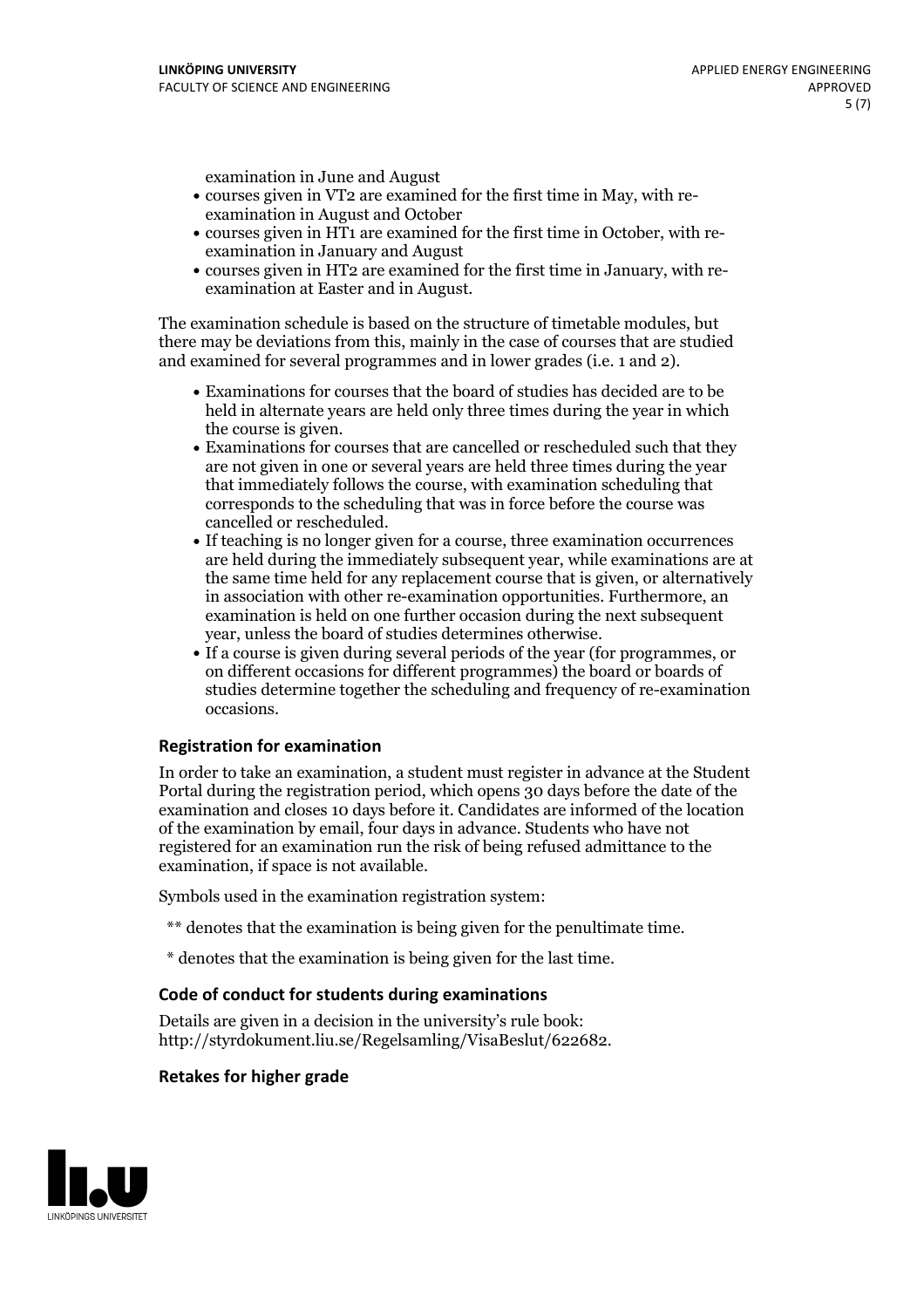examination in June and August

- courses given in VT2 are examined for the first time in May, with re-examination in August and October
- courses given in HT1 are examined for the first time in October, with re-examination in January and August
- courses given in HT2 are examined for the first time in January, with re-examination at Easter and in August.

The examination schedule is based on the structure of timetable modules, but there may be deviations from this, mainly in the case of courses that are studied and examined for several programmes and in lower grades (i.e. 1 and 2).

- Examinations for courses that the board of studies has decided are to be held in alternate years are held only three times during the year in which the course is given.
- Examinations for courses that are cancelled or rescheduled such that they are not given in one or several years are held three times during the year that immediately follows the course, with examination scheduling that corresponds to the scheduling that was in force before the course was cancelled or rescheduled.
- If teaching is no longer given for a course, three examination occurrences are held during the immediately subsequent year, while examinations are at the same time held for any replacement course that is given, or alternatively in association with other re-examination opportunities. Furthermore, an examination is held on one further occasion during the next subsequent year, unless the board of studies determines otherwise.
- If a course is given during several periods of the year (for programmes, or on different occasions for different programmes) the board or boards of studies determine together the scheduling and frequency of re-examination occasions.

### Registration for examination

In order to take an examination, a student must register in advance at the Student Portal during the registration period, which opens 30 days before the date of the examination and closes 10 days before it. Candidates are informed of the location of the examination by email, four days in advance. Students who have not registered for an examination run the risk of being refused admittance to the examination, if space is not available.

Symbols used in the examination registration system:

** denotes that the examination is being given for the penultimate time.

* denotes that the examination is being given for the last time.

### Code of conduct for students during examinations

Details are given in a decision in the university's rule book: http://styrdokument.liu.se/Regelsamling/VisaBeslut/622682.

### Retakes for higher grade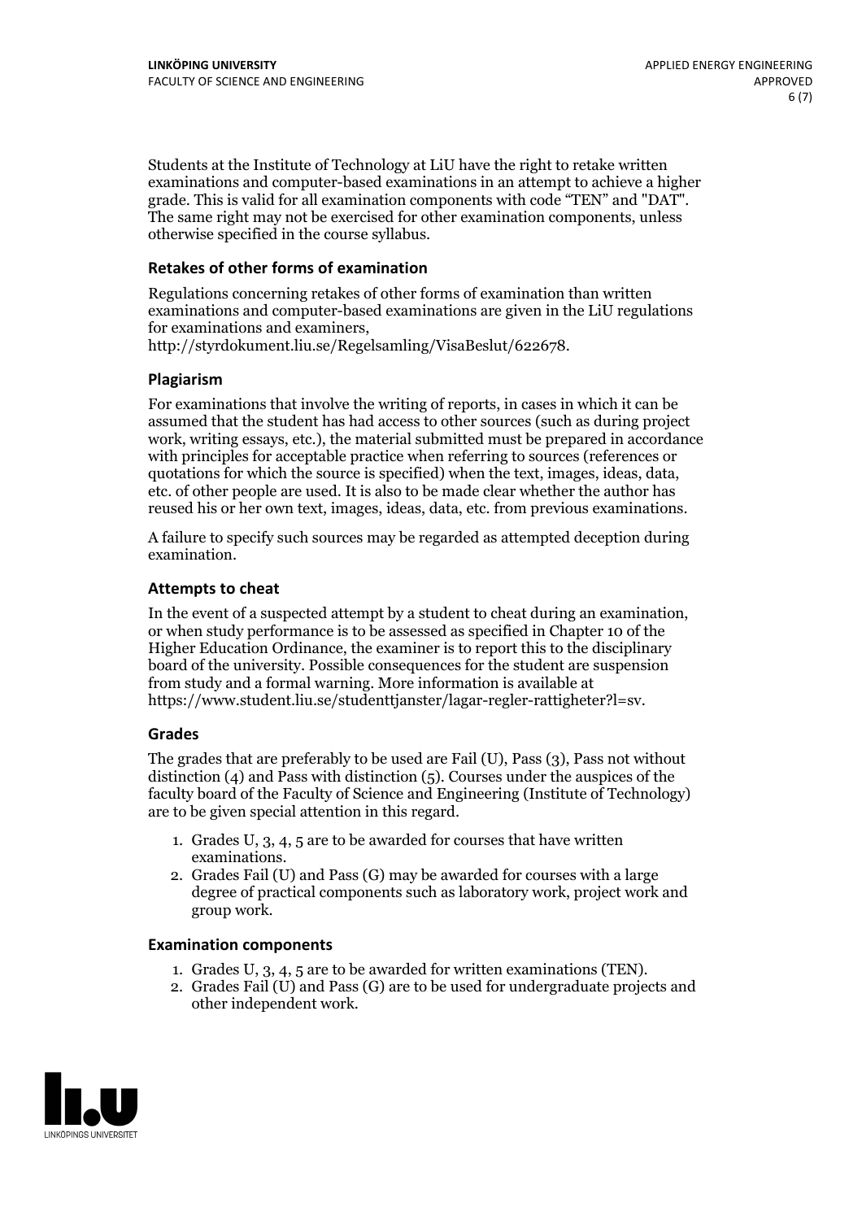Students at the Institute of Technology at LiU have the right to retake written examinations and computer-based examinations in an attempt to achieve a higher grade. This is valid for all examination components with code "TEN" and "DAT". The same right may not be exercised for other examination components, unless otherwise specified in the course syllabus.

### Retakes of other forms of examination

Regulations concerning retakes of other forms of examination than written examinations and computer-based examinations are given in the LiU regulations for examinations and examiners, http://styrdokument.liu.se/Regelsamling/VisaBeslut/622678.

### Plagiarism

For examinations that involve the writing of reports, in cases in which it can be assumed that the student has had access to other sources (such as during project work, writing essays, etc.), the material submitted must be prepared in accordance with principles for acceptable practice when referring to sources (references or quotations for which the source is specified) when the text, images, ideas, data, etc. of other people are used. It is also to be made clear whether the author has reused his or her own text, images, ideas, data, etc. from previous examinations.

A failure to specify such sources may be regarded as attempted deception during examination.

### Attempts to cheat

In the event of a suspected attempt by a student to cheat during an examination, or when study performance is to be assessed as specified in Chapter 10 of the Higher Education Ordinance, the examiner is to report this to the disciplinary board of the university. Possible consequences for the student are suspension from study and a formal warning. More information is available at https://www.student.liu.se/studenttjanster/lagar-regler-rattigheter?l=sv.

### Grades

The grades that are preferably to be used are Fail (U), Pass (3), Pass not without distinction (4) and Pass with distinction (5). Courses under the auspices of the faculty board of the Faculty of Science and Engineering (Institute of Technology) are to be given special attention in this regard.

1. Grades U, 3, 4, 5 are to be awarded for courses that have written examinations.
2. Grades Fail (U) and Pass (G) may be awarded for courses with a large degree of practical components such as laboratory work, project work and group work.

### Examination components

1. Grades U, 3, 4, 5 are to be awarded for written examinations (TEN).
2. Grades Fail (U) and Pass (G) are to be used for undergraduate projects and other independent work.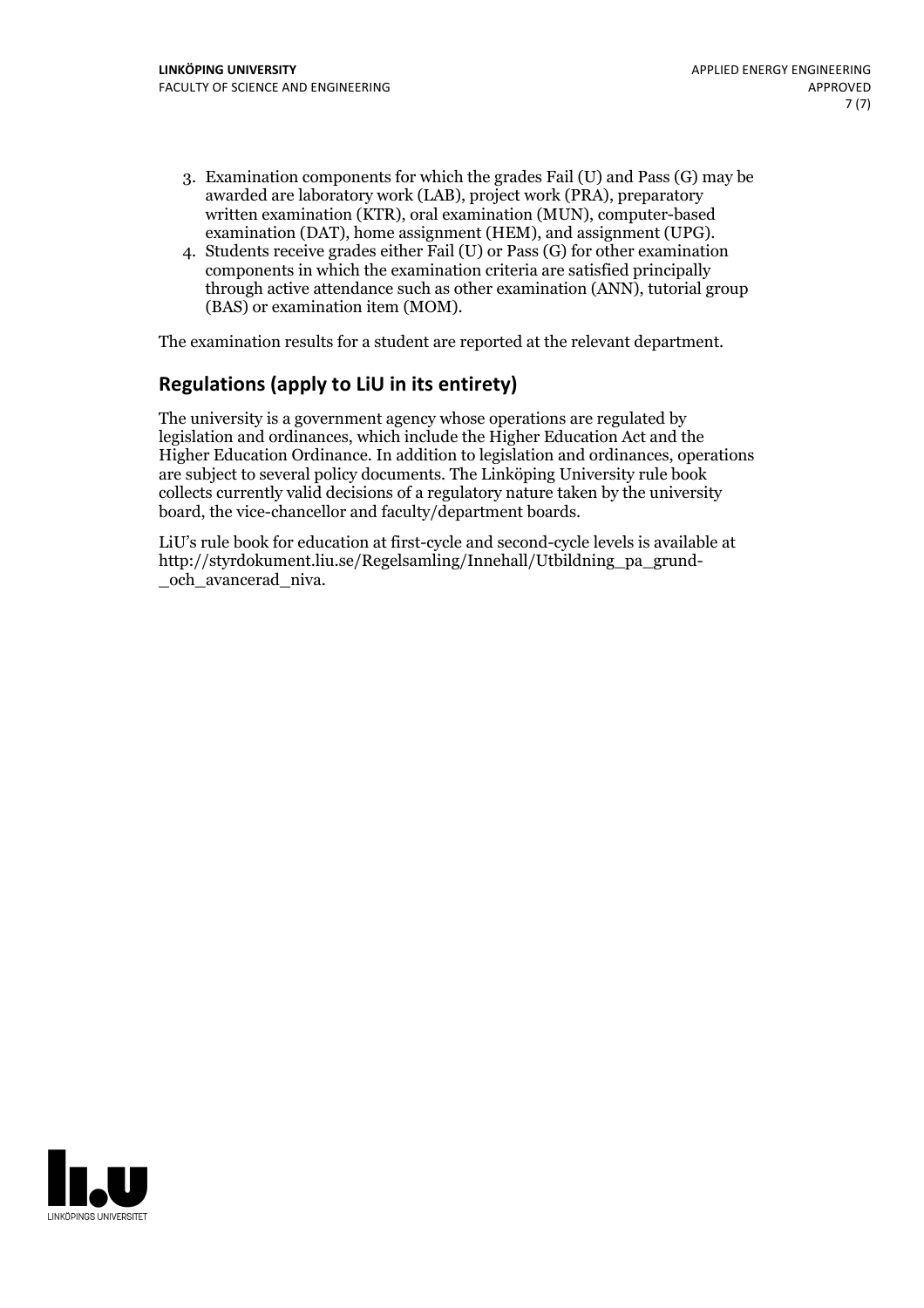3. Examination components for which the grades Fail (U) and Pass (G) may be awarded are laboratory work (LAB), project work (PRA), preparatory written examination (KTR), oral examination (MUN), computer-based examination (DAT), home assignment (HEM), and assignment (UPG).
4. Students receive grades either Fail (U) or Pass (G) for other examination components in which the examination criteria are satisfied principally through active attendance such as other examination (ANN), tutorial group (BAS) or examination item (MOM).

The examination results for a student are reported at the relevant department.

## Regulations (apply to LiU in its entirety)

The university is a government agency whose operations are regulated by legislation and ordinances, which include the Higher Education Act and the Higher Education Ordinance. In addition to legislation and ordinances, operations are subject to several policy documents. The Linköping University rule book collects currently valid decisions of a regulatory nature taken by the university board, the vice-chancellor and faculty/department boards.

LiU's rule book for education at first-cycle and second-cycle levels is available at http://styrdokument.liu.se/Regelsamling/Innehall/Utbildning_pa_grund-_och_avancerad_niva.